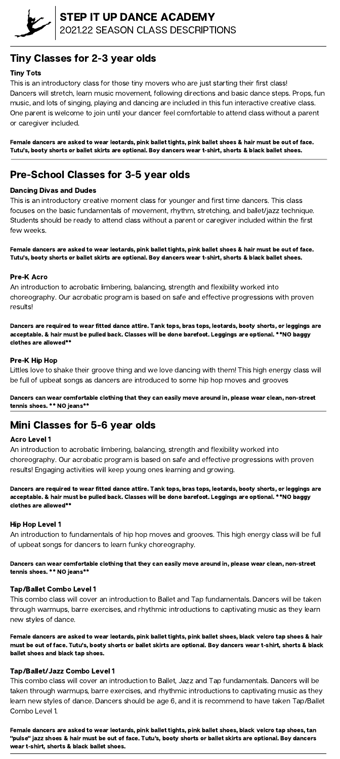# STEP IT UP DANCE ACADEMY

2021.22 SEASON CLASS DESCRIPTIONS

## Tiny Classes for 2-3 year olds

### Tiny Tots

This is an introductory class for those tiny movers who are just starting their first class! Dancers will stretch, learn music movement, following directions and basic dance steps. Props, fun music, and lots of singing, playing and dancing are included in this fun interactive creative class. One parent is welcome to join until your dancer feel comfortable to attend class without a parent or caregiver included.

**Female dancers are asked to wear leotards, pink ballet tights, pink ballet shoes & hair must be out of face. Tutu's, booty shorts or ballet skirts are optional. Boy dancers wear t-shirt, shorts & black ballet shoes.**

## Pre-School Classes for 3-5 year olds

### Dancing Divas and Dudes

This is an introductory creative moment class for younger and first time dancers. This class focuses on the basic fundamentals of movement, rhythm, stretching, and ballet/jazz technique. Students should be ready to attend class without a parent or caregiver included within the first few weeks.

**Female dancers are asked to wear leotards, pink ballet tights, pink ballet shoes & hair must be out of face. Tutu's, booty shorts or ballet skirts are optional. Boy dancers wear t-shirt, shorts & black ballet shoes.**

### Pre-K Acro

An introduction to acrobatic limbering, balancing, strength and flexibility worked into choreography. Our acrobatic program is based on safe and effective progressions with proven results!

**Dancers are required to wear fitted dance attire. Tank tops, bras tops, leotards, booty shorts, or leggings are acceptable. & hair must be pulled back. Classes will be done barefoot. Leggings are optional. **NO baggy clothes are allowed****

### Pre-K Hip Hop

Littles love to shake their groove thing and we love dancing with them! This high energy class will be full of upbeat songs as dancers are introduced to some hip hop moves and grooves

**Dancers can wear comfortable clothing that they can easily move around in, please wear clean, non-street tennis shoes. ** NO jeans****

## Mini Classes for 5-6 year olds

### Acro Level 1

An introduction to acrobatic limbering, balancing, strength and flexibility worked into choreography. Our acrobatic program is based on safe and effective progressions with proven results! Engaging activities will keep young ones learning and growing.

**Dancers are required to wear fitted dance attire. Tank tops, bras tops, leotards, booty shorts, or leggings are acceptable. & hair must be pulled back. Classes will be done barefoot. Leggings are optional. **NO baggy clothes are allowed****

### Hip Hop Level 1

An introduction to fundamentals of hip hop moves and grooves. This high energy class will be full of upbeat songs for dancers to learn funky choreography.

**Dancers can wear comfortable clothing that they can easily move around in, please wear clean, non-street tennis shoes. ** NO jeans****

### Tap/Ballet Combo Level 1

This combo class will cover an introduction to Ballet and Tap fundamentals. Dancers will be taken through warmups, barre exercises, and rhythmic introductions to captivating music as they learn new styles of dance.

**Female dancers are asked to wear leotards, pink ballet tights, pink ballet shoes, black velcro tap shoes & hair must be out of face. Tutu's, booty shorts or ballet skirts are optional. Boy dancers wear t-shirt, shorts & black ballet shoes and black tap shoes.**

### Tap/Ballet/Jazz Combo Level 1

This combo class will cover an introduction to Ballet, Jazz and Tap fundamentals. Dancers will be taken through warmups, barre exercises, and rhythmic introductions to captivating music as they learn new styles of dance. Dancers should be age 6, and it is recommend to have taken Tap/Ballet Combo Level 1.

**Female dancers are asked to wear leotards, pink ballet tights, pink ballet shoes, black velcro tap shoes, tan "pulse" jazz shoes & hair must be out of face. Tutu's, booty shorts or ballet skirts are optional. Boy dancers wear t-shirt, shorts & black ballet shoes.**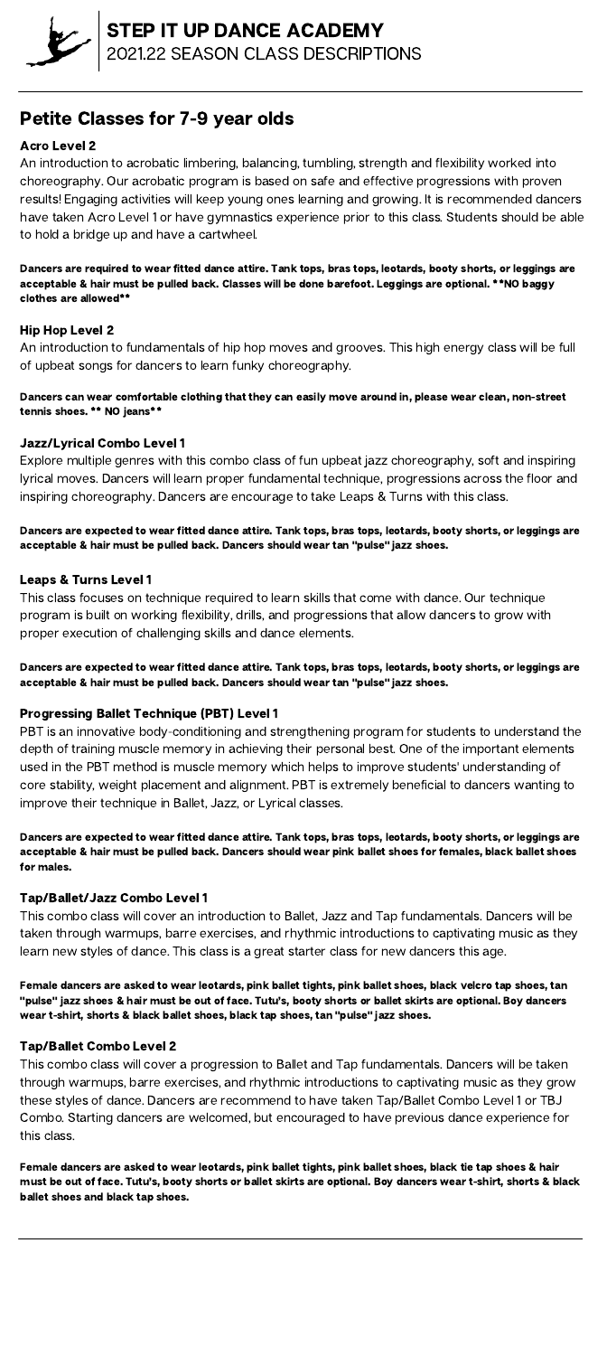# STEP IT UP DANCE ACADEMY

2021.22 SEASON CLASS DESCRIPTIONS

## Petite Classes for 7-9 year olds

### Acro Level 2

An introduction to acrobatic limbering, balancing, tumbling, strength and flexibility worked into choreography. Our acrobatic program is based on safe and effective progressions with proven results! Engaging activities will keep young ones learning and growing. It is recommended dancers have taken Acro Level 1 or have gymnastics experience prior to this class. Students should be able to hold a bridge up and have a cartwheel.

**Dancers are required to wear fitted dance attire. Tank tops, bras tops, leotards, booty shorts, or leggings are acceptable & hair must be pulled back. Classes will be done barefoot. Leggings are optional. **NO baggy clothes are allowed****

### Hip Hop Level 2

An introduction to fundamentals of hip hop moves and grooves. This high energy class will be full of upbeat songs for dancers to learn funky choreography.

**Dancers can wear comfortable clothing that they can easily move around in, please wear clean, non-street tennis shoes. ** NO jeans****

### Jazz/Lyrical Combo Level 1

Explore multiple genres with this combo class of fun upbeat jazz choreography, soft and inspiring lyrical moves. Dancers will learn proper fundamental technique, progressions across the floor and inspiring choreography. Dancers are encourage to take Leaps & Turns with this class.

**Dancers are expected to wear fitted dance attire. Tank tops, bras tops, leotards, booty shorts, or leggings are acceptable & hair must be pulled back. Dancers should wear tan "pulse" jazz shoes.**

### Leaps & Turns Level 1

This class focuses on technique required to learn skills that come with dance. Our technique program is built on working flexibility, drills, and progressions that allow dancers to grow with proper execution of challenging skills and dance elements.

**Dancers are expected to wear fitted dance attire. Tank tops, bras tops, leotards, booty shorts, or leggings are acceptable & hair must be pulled back. Dancers should wear tan "pulse" jazz shoes.**

### Progressing Ballet Technique (PBT) Level 1

PBT is an innovative body-conditioning and strengthening program for students to understand the depth of training muscle memory in achieving their personal best. One of the important elements used in the PBT method is muscle memory which helps to improve students' understanding of core stability, weight placement and alignment. PBT is extremely beneficial to dancers wanting to improve their technique in Ballet, Jazz, or Lyrical classes.

**Dancers are expected to wear fitted dance attire. Tank tops, bras tops, leotards, booty shorts, or leggings are acceptable & hair must be pulled back. Dancers should wear pink ballet shoes for females, black ballet shoes for males.**

### Tap/Ballet/Jazz Combo Level 1

This combo class will cover an introduction to Ballet, Jazz and Tap fundamentals. Dancers will be taken through warmups, barre exercises, and rhythmic introductions to captivating music as they learn new styles of dance. This class is a great starter class for new dancers this age.

**Female dancers are asked to wear leotards, pink ballet tights, pink ballet shoes, black velcro tap shoes, tan "pulse" jazz shoes & hair must be out of face. Tutu's, booty shorts or ballet skirts are optional. Boy dancers wear t-shirt, shorts & black ballet shoes, black tap shoes, tan "pulse" jazz shoes.**

### Tap/Ballet Combo Level 2

This combo class will cover a progression to Ballet and Tap fundamentals. Dancers will be taken through warmups, barre exercises, and rhythmic introductions to captivating music as they grow these styles of dance. Dancers are recommend to have taken Tap/Ballet Combo Level 1 or TBJ Combo. Starting dancers are welcomed, but encouraged to have previous dance experience for this class.

**Female dancers are asked to wear leotards, pink ballet tights, pink ballet shoes, black tie tap shoes & hair must be out of face. Tutu's, booty shorts or ballet skirts are optional. Boy dancers wear t-shirt, shorts & black ballet shoes and black tap shoes.**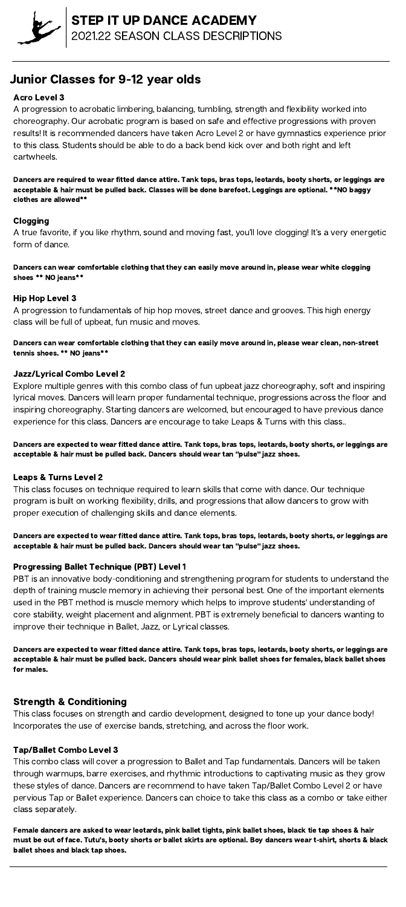# STEP IT UP DANCE ACADEMY
2021.22 SEASON CLASS DESCRIPTIONS

## Junior Classes for 9-12 year olds

### Acro Level 3

A progression to acrobatic limbering, balancing, tumbling, strength and flexibility worked into choreography. Our acrobatic program is based on safe and effective progressions with proven results! It is recommended dancers have taken Acro Level 2 or have gymnastics experience prior to this class. Students should be able to do a back bend kick over and both right and left cartwheels.

**Dancers are required to wear fitted dance attire. Tank tops, bras tops, leotards, booty shorts, or leggings are acceptable & hair must be pulled back. Classes will be done barefoot. Leggings are optional. **NO baggy clothes are allowed****

### Clogging

A true favorite, if you like rhythm, sound and moving fast, you'll love clogging! It's a very energetic form of dance.

**Dancers can wear comfortable clothing that they can easily move around in, please wear white clogging shoes ** NO jeans****

### Hip Hop Level 3

A progression to fundamentals of hip hop moves, street dance and grooves. This high energy class will be full of upbeat, fun music and moves.

**Dancers can wear comfortable clothing that they can easily move around in, please wear clean, non-street tennis shoes. ** NO jeans****

### Jazz/Lyrical Combo Level 2

Explore multiple genres with this combo class of fun upbeat jazz choreography, soft and inspiring lyrical moves. Dancers will learn proper fundamental technique, progressions across the floor and inspiring choreography. Starting dancers are welcomed, but encouraged to have previous dance experience for this class. Dancers are encourage to take Leaps & Turns with this class..

**Dancers are expected to wear fitted dance attire. Tank tops, bras tops, leotards, booty shorts, or leggings are acceptable & hair must be pulled back. Dancers should wear tan "pulse" jazz shoes.**

### Leaps & Turns Level 2

This class focuses on technique required to learn skills that come with dance. Our technique program is built on working flexibility, drills, and progressions that allow dancers to grow with proper execution of challenging skills and dance elements.

**Dancers are expected to wear fitted dance attire. Tank tops, bras tops, leotards, booty shorts, or leggings are acceptable & hair must be pulled back. Dancers should wear tan "pulse" jazz shoes.**

### Progressing Ballet Technique (PBT) Level 1

PBT is an innovative body-conditioning and strengthening program for students to understand the depth of training muscle memory in achieving their personal best. One of the important elements used in the PBT method is muscle memory which helps to improve students' understanding of core stability, weight placement and alignment. PBT is extremely beneficial to dancers wanting to improve their technique in Ballet, Jazz, or Lyrical classes.

**Dancers are expected to wear fitted dance attire. Tank tops, bras tops, leotards, booty shorts, or leggings are acceptable & hair must be pulled back. Dancers should wear pink ballet shoes for females, black ballet shoes for males.**

### Strength & Conditioning

This class focuses on strength and cardio development, designed to tone up your dance body! Incorporates the use of exercise bands, stretching, and across the floor work.

### Tap/Ballet Combo Level 3

This combo class will cover a progression to Ballet and Tap fundamentals. Dancers will be taken through warmups, barre exercises, and rhythmic introductions to captivating music as they grow these styles of dance. Dancers are recommend to have taken Tap/Ballet Combo Level 2 or have pervious Tap or Ballet experience. Dancers can choice to take this class as a combo or take either class separately.

**Female dancers are asked to wear leotards, pink ballet tights, pink ballet shoes, black tie tap shoes & hair must be out of face. Tutu's, booty shorts or ballet skirts are optional. Boy dancers wear t-shirt, shorts & black ballet shoes and black tap shoes.**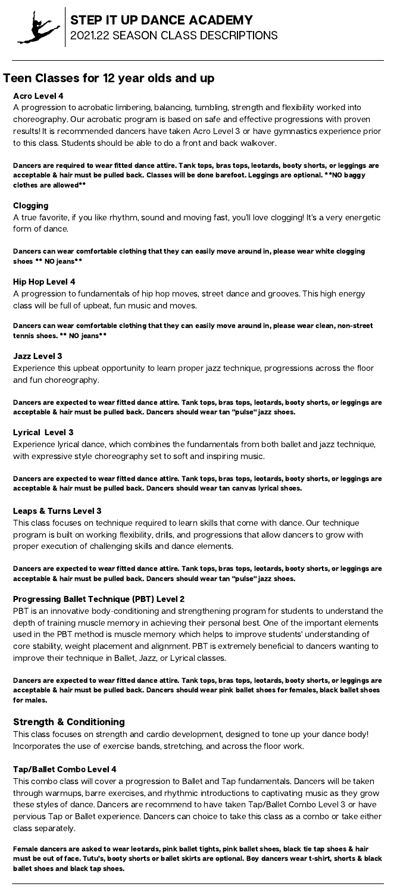# STEP IT UP DANCE ACADEMY

2021.22 SEASON CLASS DESCRIPTIONS

## Teen Classes for 12 year olds and up

### Acro Level 4

A progression to acrobatic limbering, balancing, tumbling, strength and flexibility worked into choreography. Our acrobatic program is based on safe and effective progressions with proven results! It is recommended dancers have taken Acro Level 3 or have gymnastics experience prior to this class. Students should be able to do a front and back walkover.

**Dancers are required to wear fitted dance attire. Tank tops, bras tops, leotards, booty shorts, or leggings are acceptable & hair must be pulled back. Classes will be done barefoot. Leggings are optional. **NO baggy clothes are allowed****

### Clogging

A true favorite, if you like rhythm, sound and moving fast, you'll love clogging! It's a very energetic form of dance.

**Dancers can wear comfortable clothing that they can easily move around in, please wear white clogging shoes ** NO jeans****

### Hip Hop Level 4

A progression to fundamentals of hip hop moves, street dance and grooves. This high energy class will be full of upbeat, fun music and moves.

**Dancers can wear comfortable clothing that they can easily move around in, please wear clean, non-street tennis shoes. ** NO jeans****

### Jazz Level 3

Experience this upbeat opportunity to learn proper jazz technique, progressions across the floor and fun choreography.

**Dancers are expected to wear fitted dance attire. Tank tops, bras tops, leotards, booty shorts, or leggings are acceptable & hair must be pulled back. Dancers should wear tan "pulse" jazz shoes.**

### Lyrical Level 3

Experience lyrical dance, which combines the fundamentals from both ballet and jazz technique, with expressive style choreography set to soft and inspiring music.

**Dancers are expected to wear fitted dance attire. Tank tops, bras tops, leotards, booty shorts, or leggings are acceptable & hair must be pulled back. Dancers should wear tan canvas lyrical shoes.**

### Leaps & Turns Level 3

This class focuses on technique required to learn skills that come with dance. Our technique program is built on working flexibility, drills, and progressions that allow dancers to grow with proper execution of challenging skills and dance elements.

**Dancers are expected to wear fitted dance attire. Tank tops, bras tops, leotards, booty shorts, or leggings are acceptable & hair must be pulled back. Dancers should wear tan "pulse" jazz shoes.**

### Progressing Ballet Technique (PBT) Level 2

PBT is an innovative body-conditioning and strengthening program for students to understand the depth of training muscle memory in achieving their personal best. One of the important elements used in the PBT method is muscle memory which helps to improve students' understanding of core stability, weight placement and alignment. PBT is extremely beneficial to dancers wanting to improve their technique in Ballet, Jazz, or Lyrical classes.

**Dancers are expected to wear fitted dance attire. Tank tops, bras tops, leotards, booty shorts, or leggings are acceptable & hair must be pulled back. Dancers should wear pink ballet shoes for females, black ballet shoes for males.**

### Strength & Conditioning

This class focuses on strength and cardio development, designed to tone up your dance body! Incorporates the use of exercise bands, stretching, and across the floor work.

### Tap/Ballet Combo Level 4

This combo class will cover a progression to Ballet and Tap fundamentals. Dancers will be taken through warmups, barre exercises, and rhythmic introductions to captivating music as they grow these styles of dance. Dancers are recommend to have taken Tap/Ballet Combo Level 3 or have pervious Tap or Ballet experience. Dancers can choice to take this class as a combo or take either class separately.

**Female dancers are asked to wear leotards, pink ballet tights, pink ballet shoes, black tie tap shoes & hair must be out of face. Tutu's, booty shorts or ballet skirts are optional. Boy dancers wear t-shirt, shorts & black ballet shoes and black tap shoes.**